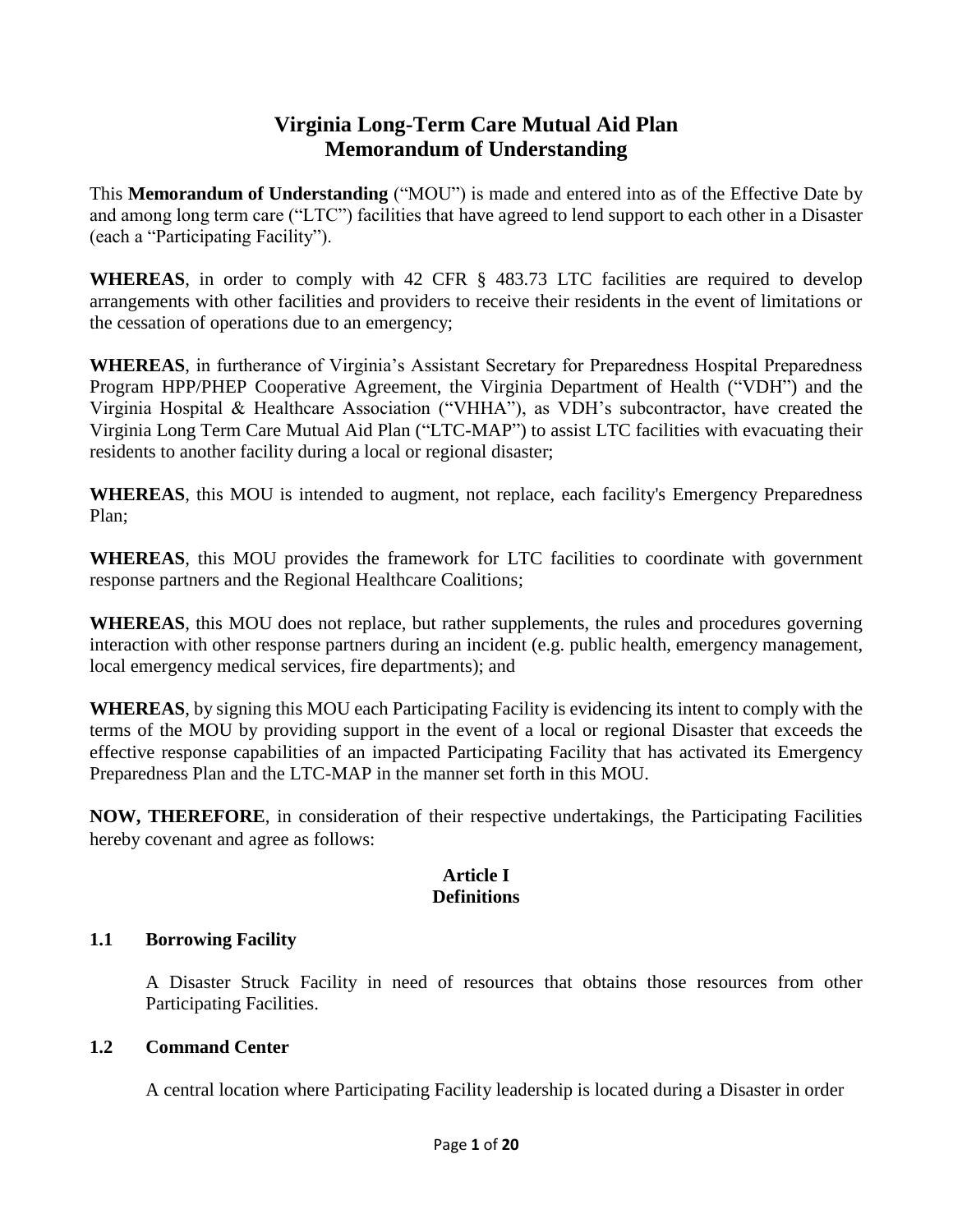# Virginia Long-Term Care Mutual Aid Plan
# Memorandum of Understanding

This **Memorandum of Understanding** ("MOU") is made and entered into as of the Effective Date by and among long term care ("LTC") facilities that have agreed to lend support to each other in a Disaster (each a "Participating Facility").

**WHEREAS**, in order to comply with 42 CFR § 483.73 LTC facilities are required to develop arrangements with other facilities and providers to receive their residents in the event of limitations or the cessation of operations due to an emergency;

**WHEREAS**, in furtherance of Virginia's Assistant Secretary for Preparedness Hospital Preparedness Program HPP/PHEP Cooperative Agreement, the Virginia Department of Health ("VDH") and the Virginia Hospital & Healthcare Association ("VHHA"), as VDH's subcontractor, have created the Virginia Long Term Care Mutual Aid Plan ("LTC-MAP") to assist LTC facilities with evacuating their residents to another facility during a local or regional disaster;

**WHEREAS**, this MOU is intended to augment, not replace, each facility's Emergency Preparedness Plan;

**WHEREAS**, this MOU provides the framework for LTC facilities to coordinate with government response partners and the Regional Healthcare Coalitions;

**WHEREAS**, this MOU does not replace, but rather supplements, the rules and procedures governing interaction with other response partners during an incident (e.g. public health, emergency management, local emergency medical services, fire departments); and

**WHEREAS**, by signing this MOU each Participating Facility is evidencing its intent to comply with the terms of the MOU by providing support in the event of a local or regional Disaster that exceeds the effective response capabilities of an impacted Participating Facility that has activated its Emergency Preparedness Plan and the LTC-MAP in the manner set forth in this MOU.

**NOW, THEREFORE**, in consideration of their respective undertakings, the Participating Facilities hereby covenant and agree as follows:

## Article I
## Definitions

### 1.1 Borrowing Facility

A Disaster Struck Facility in need of resources that obtains those resources from other Participating Facilities.

### 1.2 Command Center

A central location where Participating Facility leadership is located during a Disaster in order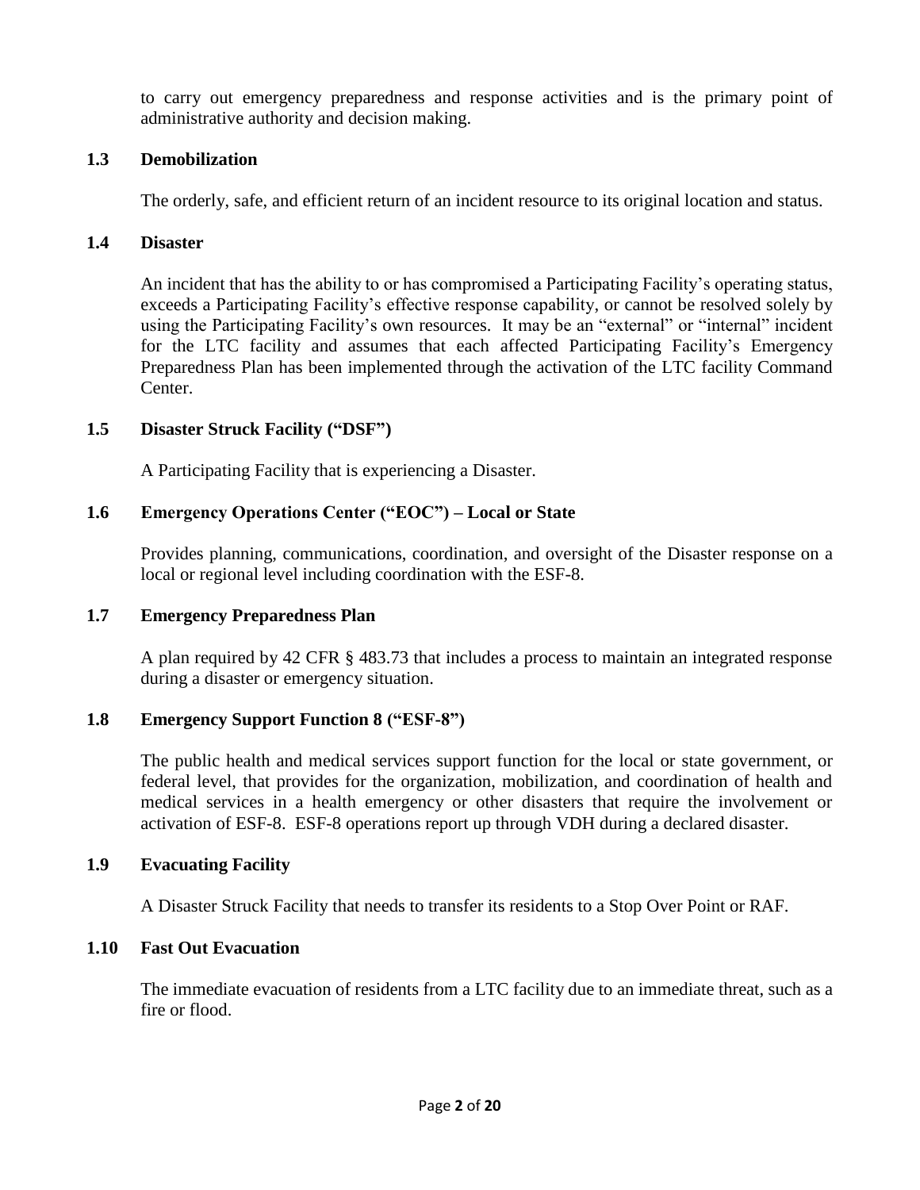to carry out emergency preparedness and response activities and is the primary point of administrative authority and decision making.

### 1.3 Demobilization

The orderly, safe, and efficient return of an incident resource to its original location and status.

### 1.4 Disaster

An incident that has the ability to or has compromised a Participating Facility's operating status, exceeds a Participating Facility's effective response capability, or cannot be resolved solely by using the Participating Facility's own resources. It may be an "external" or "internal" incident for the LTC facility and assumes that each affected Participating Facility's Emergency Preparedness Plan has been implemented through the activation of the LTC facility Command Center.

### 1.5 Disaster Struck Facility ("DSF")

A Participating Facility that is experiencing a Disaster.

### 1.6 Emergency Operations Center ("EOC") – Local or State

Provides planning, communications, coordination, and oversight of the Disaster response on a local or regional level including coordination with the ESF-8.

### 1.7 Emergency Preparedness Plan

A plan required by 42 CFR § 483.73 that includes a process to maintain an integrated response during a disaster or emergency situation.

### 1.8 Emergency Support Function 8 ("ESF-8")

The public health and medical services support function for the local or state government, or federal level, that provides for the organization, mobilization, and coordination of health and medical services in a health emergency or other disasters that require the involvement or activation of ESF-8. ESF-8 operations report up through VDH during a declared disaster.

### 1.9 Evacuating Facility

A Disaster Struck Facility that needs to transfer its residents to a Stop Over Point or RAF.

### 1.10 Fast Out Evacuation

The immediate evacuation of residents from a LTC facility due to an immediate threat, such as a fire or flood.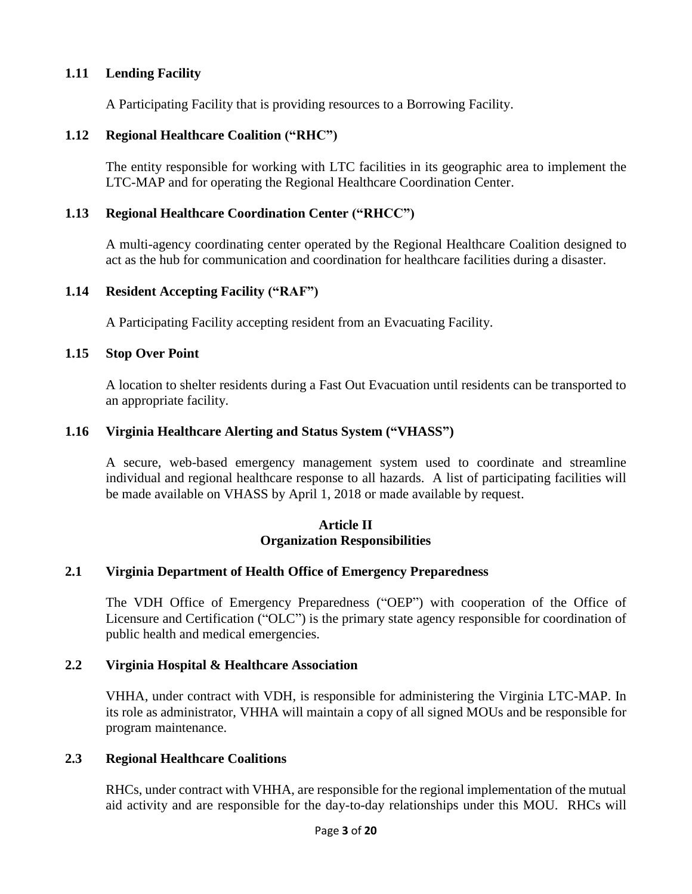### 1.11 Lending Facility

A Participating Facility that is providing resources to a Borrowing Facility.

### 1.12 Regional Healthcare Coalition ("RHC")

The entity responsible for working with LTC facilities in its geographic area to implement the LTC-MAP and for operating the Regional Healthcare Coordination Center.

### 1.13 Regional Healthcare Coordination Center ("RHCC")

A multi-agency coordinating center operated by the Regional Healthcare Coalition designed to act as the hub for communication and coordination for healthcare facilities during a disaster.

### 1.14 Resident Accepting Facility ("RAF")

A Participating Facility accepting resident from an Evacuating Facility.

### 1.15 Stop Over Point

A location to shelter residents during a Fast Out Evacuation until residents can be transported to an appropriate facility.

### 1.16 Virginia Healthcare Alerting and Status System ("VHASS")

A secure, web-based emergency management system used to coordinate and streamline individual and regional healthcare response to all hazards. A list of participating facilities will be made available on VHASS by April 1, 2018 or made available by request.

## Article II
## Organization Responsibilities

### 2.1 Virginia Department of Health Office of Emergency Preparedness

The VDH Office of Emergency Preparedness ("OEP") with cooperation of the Office of Licensure and Certification ("OLC") is the primary state agency responsible for coordination of public health and medical emergencies.

### 2.2 Virginia Hospital & Healthcare Association

VHHA, under contract with VDH, is responsible for administering the Virginia LTC-MAP. In its role as administrator, VHHA will maintain a copy of all signed MOUs and be responsible for program maintenance.

### 2.3 Regional Healthcare Coalitions

RHCs, under contract with VHHA, are responsible for the regional implementation of the mutual aid activity and are responsible for the day-to-day relationships under this MOU. RHCs will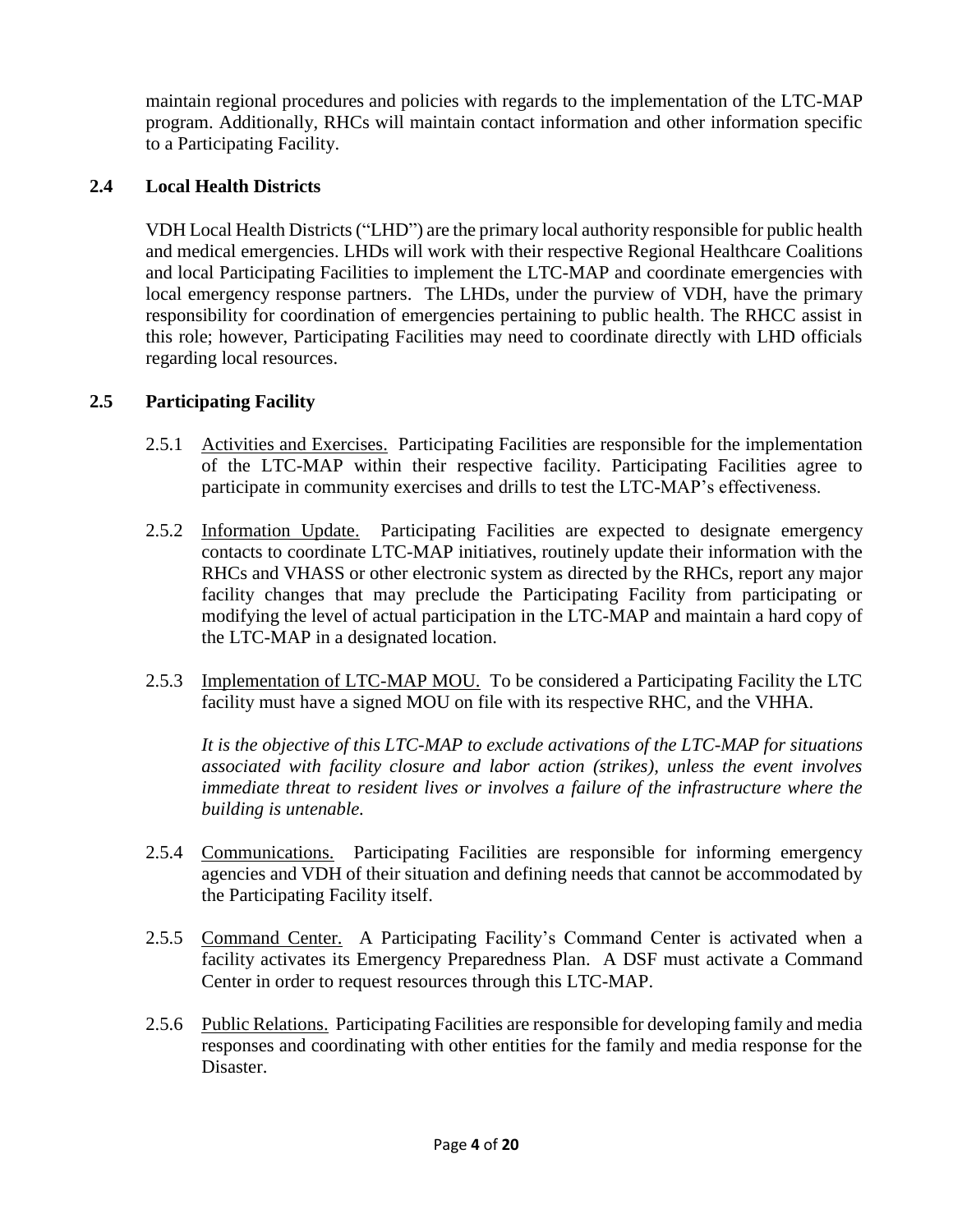maintain regional procedures and policies with regards to the implementation of the LTC-MAP program. Additionally, RHCs will maintain contact information and other information specific to a Participating Facility.

## 2.4 Local Health Districts

VDH Local Health Districts ("LHD") are the primary local authority responsible for public health and medical emergencies. LHDs will work with their respective Regional Healthcare Coalitions and local Participating Facilities to implement the LTC-MAP and coordinate emergencies with local emergency response partners. The LHDs, under the purview of VDH, have the primary responsibility for coordination of emergencies pertaining to public health. The RHCC assist in this role; however, Participating Facilities may need to coordinate directly with LHD officials regarding local resources.

## 2.5 Participating Facility

2.5.1 Activities and Exercises. Participating Facilities are responsible for the implementation of the LTC-MAP within their respective facility. Participating Facilities agree to participate in community exercises and drills to test the LTC-MAP's effectiveness.

2.5.2 Information Update. Participating Facilities are expected to designate emergency contacts to coordinate LTC-MAP initiatives, routinely update their information with the RHCs and VHASS or other electronic system as directed by the RHCs, report any major facility changes that may preclude the Participating Facility from participating or modifying the level of actual participation in the LTC-MAP and maintain a hard copy of the LTC-MAP in a designated location.

2.5.3 Implementation of LTC-MAP MOU. To be considered a Participating Facility the LTC facility must have a signed MOU on file with its respective RHC, and the VHHA.

*It is the objective of this LTC-MAP to exclude activations of the LTC-MAP for situations associated with facility closure and labor action (strikes), unless the event involves immediate threat to resident lives or involves a failure of the infrastructure where the building is untenable.*

2.5.4 Communications. Participating Facilities are responsible for informing emergency agencies and VDH of their situation and defining needs that cannot be accommodated by the Participating Facility itself.

2.5.5 Command Center. A Participating Facility's Command Center is activated when a facility activates its Emergency Preparedness Plan. A DSF must activate a Command Center in order to request resources through this LTC-MAP.

2.5.6 Public Relations. Participating Facilities are responsible for developing family and media responses and coordinating with other entities for the family and media response for the Disaster.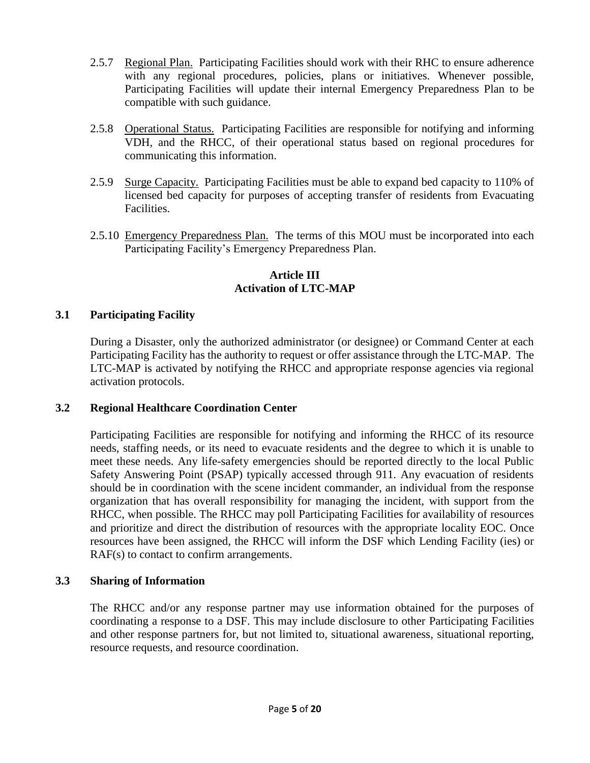2.5.7 Regional Plan. Participating Facilities should work with their RHC to ensure adherence with any regional procedures, policies, plans or initiatives. Whenever possible, Participating Facilities will update their internal Emergency Preparedness Plan to be compatible with such guidance.

2.5.8 Operational Status. Participating Facilities are responsible for notifying and informing VDH, and the RHCC, of their operational status based on regional procedures for communicating this information.

2.5.9 Surge Capacity. Participating Facilities must be able to expand bed capacity to 110% of licensed bed capacity for purposes of accepting transfer of residents from Evacuating Facilities.

2.5.10 Emergency Preparedness Plan. The terms of this MOU must be incorporated into each Participating Facility's Emergency Preparedness Plan.

## Article III
## Activation of LTC-MAP

### 3.1 Participating Facility

During a Disaster, only the authorized administrator (or designee) or Command Center at each Participating Facility has the authority to request or offer assistance through the LTC-MAP. The LTC-MAP is activated by notifying the RHCC and appropriate response agencies via regional activation protocols.

### 3.2 Regional Healthcare Coordination Center

Participating Facilities are responsible for notifying and informing the RHCC of its resource needs, staffing needs, or its need to evacuate residents and the degree to which it is unable to meet these needs. Any life-safety emergencies should be reported directly to the local Public Safety Answering Point (PSAP) typically accessed through 911. Any evacuation of residents should be in coordination with the scene incident commander, an individual from the response organization that has overall responsibility for managing the incident, with support from the RHCC, when possible. The RHCC may poll Participating Facilities for availability of resources and prioritize and direct the distribution of resources with the appropriate locality EOC. Once resources have been assigned, the RHCC will inform the DSF which Lending Facility (ies) or RAF(s) to contact to confirm arrangements.

### 3.3 Sharing of Information

The RHCC and/or any response partner may use information obtained for the purposes of coordinating a response to a DSF. This may include disclosure to other Participating Facilities and other response partners for, but not limited to, situational awareness, situational reporting, resource requests, and resource coordination.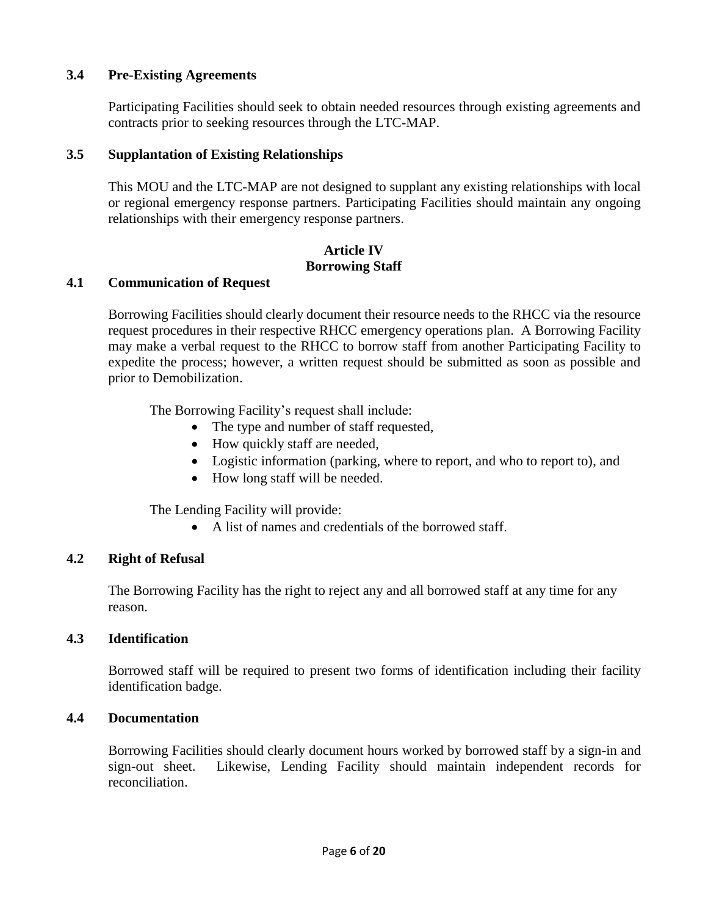### 3.4 Pre-Existing Agreements

Participating Facilities should seek to obtain needed resources through existing agreements and contracts prior to seeking resources through the LTC-MAP.

### 3.5 Supplantation of Existing Relationships

This MOU and the LTC-MAP are not designed to supplant any existing relationships with local or regional emergency response partners. Participating Facilities should maintain any ongoing relationships with their emergency response partners.

## Article IV
## Borrowing Staff

### 4.1 Communication of Request

Borrowing Facilities should clearly document their resource needs to the RHCC via the resource request procedures in their respective RHCC emergency operations plan. A Borrowing Facility may make a verbal request to the RHCC to borrow staff from another Participating Facility to expedite the process; however, a written request should be submitted as soon as possible and prior to Demobilization.

The Borrowing Facility's request shall include:

- The type and number of staff requested,
- How quickly staff are needed,
- Logistic information (parking, where to report, and who to report to), and
- How long staff will be needed.

The Lending Facility will provide:

- A list of names and credentials of the borrowed staff.

### 4.2 Right of Refusal

The Borrowing Facility has the right to reject any and all borrowed staff at any time for any reason.

### 4.3 Identification

Borrowed staff will be required to present two forms of identification including their facility identification badge.

### 4.4 Documentation

Borrowing Facilities should clearly document hours worked by borrowed staff by a sign-in and sign-out sheet. Likewise, Lending Facility should maintain independent records for reconciliation.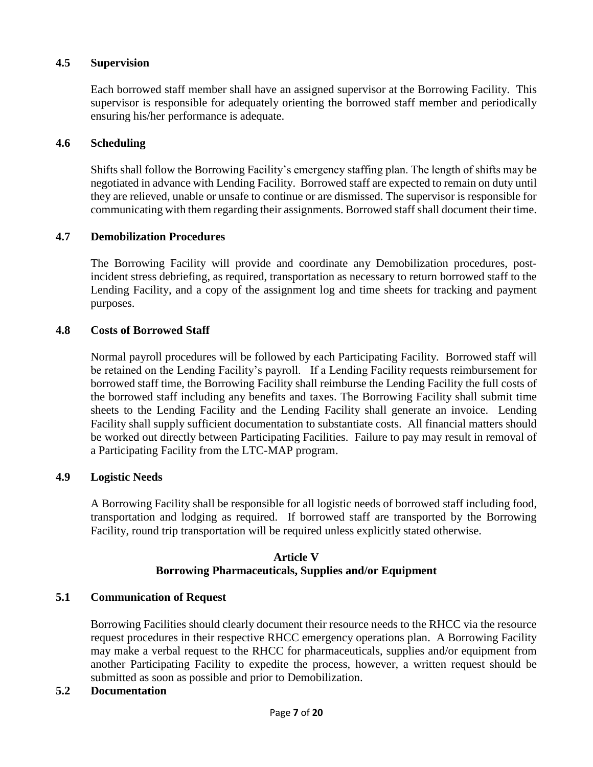### 4.5 Supervision

Each borrowed staff member shall have an assigned supervisor at the Borrowing Facility. This supervisor is responsible for adequately orienting the borrowed staff member and periodically ensuring his/her performance is adequate.

### 4.6 Scheduling

Shifts shall follow the Borrowing Facility's emergency staffing plan. The length of shifts may be negotiated in advance with Lending Facility. Borrowed staff are expected to remain on duty until they are relieved, unable or unsafe to continue or are dismissed. The supervisor is responsible for communicating with them regarding their assignments. Borrowed staff shall document their time.

### 4.7 Demobilization Procedures

The Borrowing Facility will provide and coordinate any Demobilization procedures, post-incident stress debriefing, as required, transportation as necessary to return borrowed staff to the Lending Facility, and a copy of the assignment log and time sheets for tracking and payment purposes.

### 4.8 Costs of Borrowed Staff

Normal payroll procedures will be followed by each Participating Facility. Borrowed staff will be retained on the Lending Facility's payroll. If a Lending Facility requests reimbursement for borrowed staff time, the Borrowing Facility shall reimburse the Lending Facility the full costs of the borrowed staff including any benefits and taxes. The Borrowing Facility shall submit time sheets to the Lending Facility and the Lending Facility shall generate an invoice. Lending Facility shall supply sufficient documentation to substantiate costs. All financial matters should be worked out directly between Participating Facilities. Failure to pay may result in removal of a Participating Facility from the LTC-MAP program.

### 4.9 Logistic Needs

A Borrowing Facility shall be responsible for all logistic needs of borrowed staff including food, transportation and lodging as required. If borrowed staff are transported by the Borrowing Facility, round trip transportation will be required unless explicitly stated otherwise.

## Article V
## Borrowing Pharmaceuticals, Supplies and/or Equipment

### 5.1 Communication of Request

Borrowing Facilities should clearly document their resource needs to the RHCC via the resource request procedures in their respective RHCC emergency operations plan. A Borrowing Facility may make a verbal request to the RHCC for pharmaceuticals, supplies and/or equipment from another Participating Facility to expedite the process, however, a written request should be submitted as soon as possible and prior to Demobilization.

### 5.2 Documentation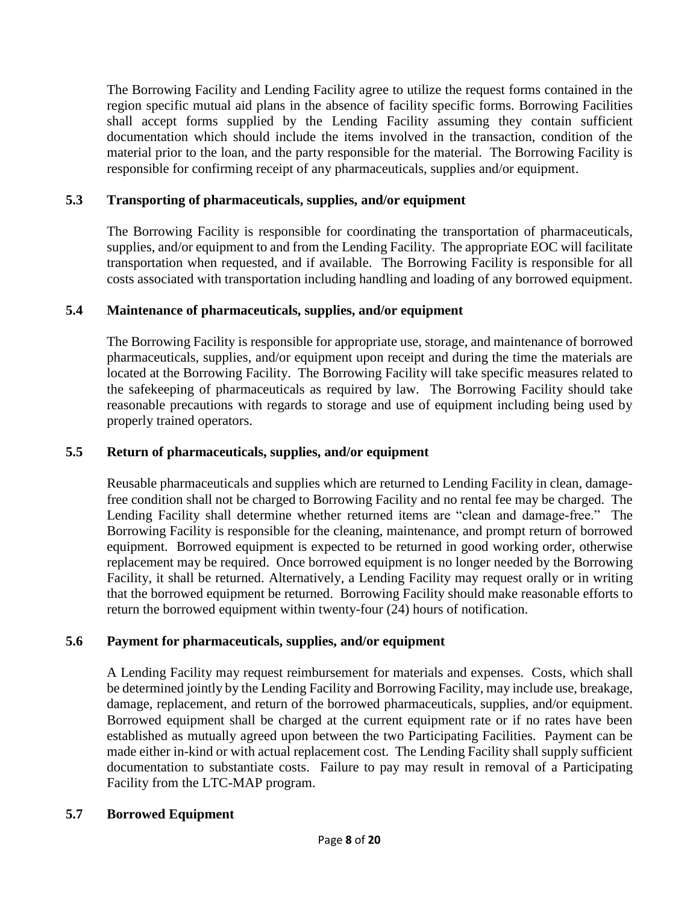The Borrowing Facility and Lending Facility agree to utilize the request forms contained in the region specific mutual aid plans in the absence of facility specific forms. Borrowing Facilities shall accept forms supplied by the Lending Facility assuming they contain sufficient documentation which should include the items involved in the transaction, condition of the material prior to the loan, and the party responsible for the material. The Borrowing Facility is responsible for confirming receipt of any pharmaceuticals, supplies and/or equipment.

### 5.3 Transporting of pharmaceuticals, supplies, and/or equipment

The Borrowing Facility is responsible for coordinating the transportation of pharmaceuticals, supplies, and/or equipment to and from the Lending Facility. The appropriate EOC will facilitate transportation when requested, and if available. The Borrowing Facility is responsible for all costs associated with transportation including handling and loading of any borrowed equipment.

### 5.4 Maintenance of pharmaceuticals, supplies, and/or equipment

The Borrowing Facility is responsible for appropriate use, storage, and maintenance of borrowed pharmaceuticals, supplies, and/or equipment upon receipt and during the time the materials are located at the Borrowing Facility. The Borrowing Facility will take specific measures related to the safekeeping of pharmaceuticals as required by law. The Borrowing Facility should take reasonable precautions with regards to storage and use of equipment including being used by properly trained operators.

### 5.5 Return of pharmaceuticals, supplies, and/or equipment

Reusable pharmaceuticals and supplies which are returned to Lending Facility in clean, damage-free condition shall not be charged to Borrowing Facility and no rental fee may be charged. The Lending Facility shall determine whether returned items are "clean and damage-free." The Borrowing Facility is responsible for the cleaning, maintenance, and prompt return of borrowed equipment. Borrowed equipment is expected to be returned in good working order, otherwise replacement may be required. Once borrowed equipment is no longer needed by the Borrowing Facility, it shall be returned. Alternatively, a Lending Facility may request orally or in writing that the borrowed equipment be returned. Borrowing Facility should make reasonable efforts to return the borrowed equipment within twenty-four (24) hours of notification.

### 5.6 Payment for pharmaceuticals, supplies, and/or equipment

A Lending Facility may request reimbursement for materials and expenses. Costs, which shall be determined jointly by the Lending Facility and Borrowing Facility, may include use, breakage, damage, replacement, and return of the borrowed pharmaceuticals, supplies, and/or equipment. Borrowed equipment shall be charged at the current equipment rate or if no rates have been established as mutually agreed upon between the two Participating Facilities. Payment can be made either in-kind or with actual replacement cost. The Lending Facility shall supply sufficient documentation to substantiate costs. Failure to pay may result in removal of a Participating Facility from the LTC-MAP program.

### 5.7 Borrowed Equipment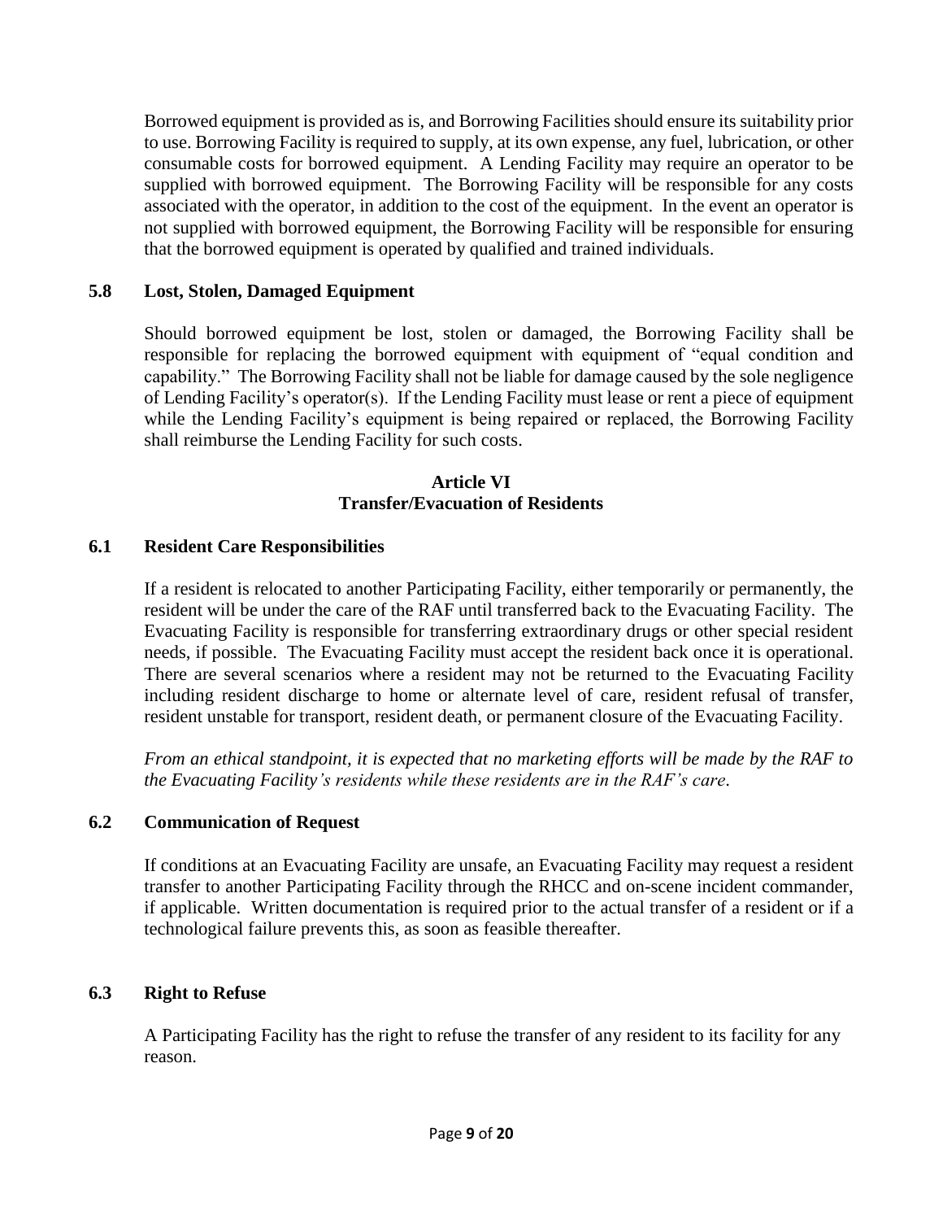Borrowed equipment is provided as is, and Borrowing Facilities should ensure its suitability prior to use. Borrowing Facility is required to supply, at its own expense, any fuel, lubrication, or other consumable costs for borrowed equipment. A Lending Facility may require an operator to be supplied with borrowed equipment. The Borrowing Facility will be responsible for any costs associated with the operator, in addition to the cost of the equipment. In the event an operator is not supplied with borrowed equipment, the Borrowing Facility will be responsible for ensuring that the borrowed equipment is operated by qualified and trained individuals.

### 5.8 Lost, Stolen, Damaged Equipment

Should borrowed equipment be lost, stolen or damaged, the Borrowing Facility shall be responsible for replacing the borrowed equipment with equipment of "equal condition and capability." The Borrowing Facility shall not be liable for damage caused by the sole negligence of Lending Facility's operator(s). If the Lending Facility must lease or rent a piece of equipment while the Lending Facility's equipment is being repaired or replaced, the Borrowing Facility shall reimburse the Lending Facility for such costs.

## Article VI
## Transfer/Evacuation of Residents

### 6.1 Resident Care Responsibilities

If a resident is relocated to another Participating Facility, either temporarily or permanently, the resident will be under the care of the RAF until transferred back to the Evacuating Facility. The Evacuating Facility is responsible for transferring extraordinary drugs or other special resident needs, if possible. The Evacuating Facility must accept the resident back once it is operational. There are several scenarios where a resident may not be returned to the Evacuating Facility including resident discharge to home or alternate level of care, resident refusal of transfer, resident unstable for transport, resident death, or permanent closure of the Evacuating Facility.

*From an ethical standpoint, it is expected that no marketing efforts will be made by the RAF to the Evacuating Facility's residents while these residents are in the RAF's care.*

### 6.2 Communication of Request

If conditions at an Evacuating Facility are unsafe, an Evacuating Facility may request a resident transfer to another Participating Facility through the RHCC and on-scene incident commander, if applicable. Written documentation is required prior to the actual transfer of a resident or if a technological failure prevents this, as soon as feasible thereafter.

### 6.3 Right to Refuse

A Participating Facility has the right to refuse the transfer of any resident to its facility for any reason.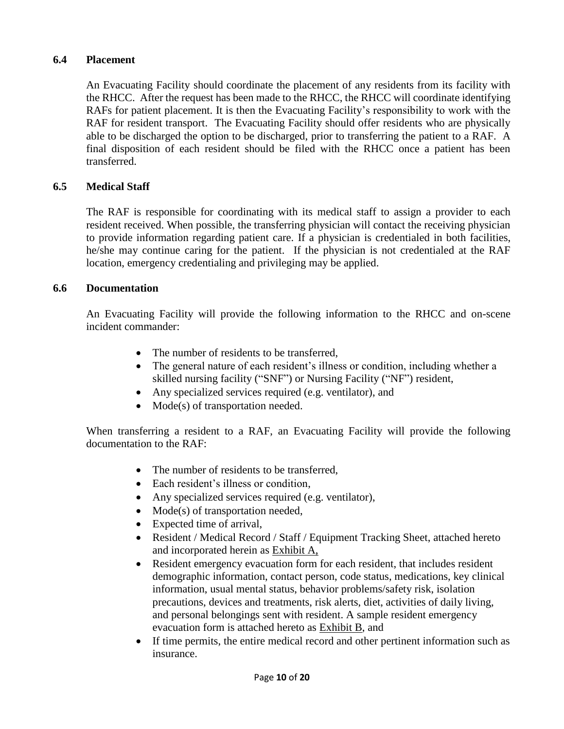### 6.4 Placement

An Evacuating Facility should coordinate the placement of any residents from its facility with the RHCC. After the request has been made to the RHCC, the RHCC will coordinate identifying RAFs for patient placement. It is then the Evacuating Facility's responsibility to work with the RAF for resident transport. The Evacuating Facility should offer residents who are physically able to be discharged the option to be discharged, prior to transferring the patient to a RAF. A final disposition of each resident should be filed with the RHCC once a patient has been transferred.

### 6.5 Medical Staff

The RAF is responsible for coordinating with its medical staff to assign a provider to each resident received. When possible, the transferring physician will contact the receiving physician to provide information regarding patient care. If a physician is credentialed in both facilities, he/she may continue caring for the patient. If the physician is not credentialed at the RAF location, emergency credentialing and privileging may be applied.

### 6.6 Documentation

An Evacuating Facility will provide the following information to the RHCC and on-scene incident commander:

- The number of residents to be transferred,
- The general nature of each resident's illness or condition, including whether a skilled nursing facility ("SNF") or Nursing Facility ("NF") resident,
- Any specialized services required (e.g. ventilator), and
- Mode(s) of transportation needed.

When transferring a resident to a RAF, an Evacuating Facility will provide the following documentation to the RAF:

- The number of residents to be transferred,
- Each resident's illness or condition,
- Any specialized services required (e.g. ventilator),
- Mode(s) of transportation needed,
- Expected time of arrival,
- Resident / Medical Record / Staff / Equipment Tracking Sheet, attached hereto and incorporated herein as Exhibit A,
- Resident emergency evacuation form for each resident, that includes resident demographic information, contact person, code status, medications, key clinical information, usual mental status, behavior problems/safety risk, isolation precautions, devices and treatments, risk alerts, diet, activities of daily living, and personal belongings sent with resident. A sample resident emergency evacuation form is attached hereto as Exhibit B, and
- If time permits, the entire medical record and other pertinent information such as insurance.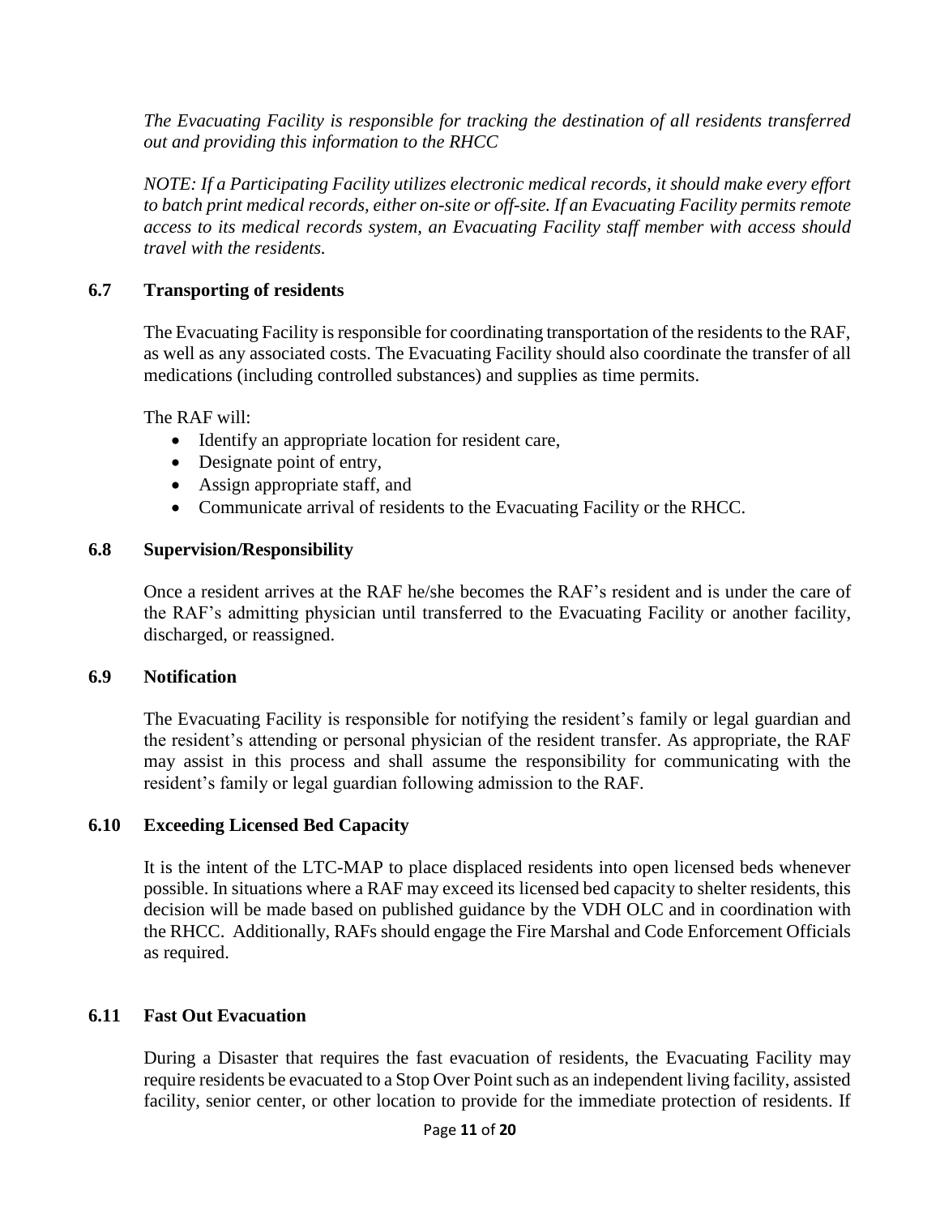*The Evacuating Facility is responsible for tracking the destination of all residents transferred out and providing this information to the RHCC*

*NOTE: If a Participating Facility utilizes electronic medical records, it should make every effort to batch print medical records, either on-site or off-site. If an Evacuating Facility permits remote access to its medical records system, an Evacuating Facility staff member with access should travel with the residents.*

### 6.7 Transporting of residents

The Evacuating Facility is responsible for coordinating transportation of the residents to the RAF, as well as any associated costs. The Evacuating Facility should also coordinate the transfer of all medications (including controlled substances) and supplies as time permits.

The RAF will:

- Identify an appropriate location for resident care,
- Designate point of entry,
- Assign appropriate staff, and
- Communicate arrival of residents to the Evacuating Facility or the RHCC.

### 6.8 Supervision/Responsibility

Once a resident arrives at the RAF he/she becomes the RAF's resident and is under the care of the RAF's admitting physician until transferred to the Evacuating Facility or another facility, discharged, or reassigned.

### 6.9 Notification

The Evacuating Facility is responsible for notifying the resident's family or legal guardian and the resident's attending or personal physician of the resident transfer. As appropriate, the RAF may assist in this process and shall assume the responsibility for communicating with the resident's family or legal guardian following admission to the RAF.

### 6.10 Exceeding Licensed Bed Capacity

It is the intent of the LTC-MAP to place displaced residents into open licensed beds whenever possible. In situations where a RAF may exceed its licensed bed capacity to shelter residents, this decision will be made based on published guidance by the VDH OLC and in coordination with the RHCC. Additionally, RAFs should engage the Fire Marshal and Code Enforcement Officials as required.

### 6.11 Fast Out Evacuation

During a Disaster that requires the fast evacuation of residents, the Evacuating Facility may require residents be evacuated to a Stop Over Point such as an independent living facility, assisted facility, senior center, or other location to provide for the immediate protection of residents. If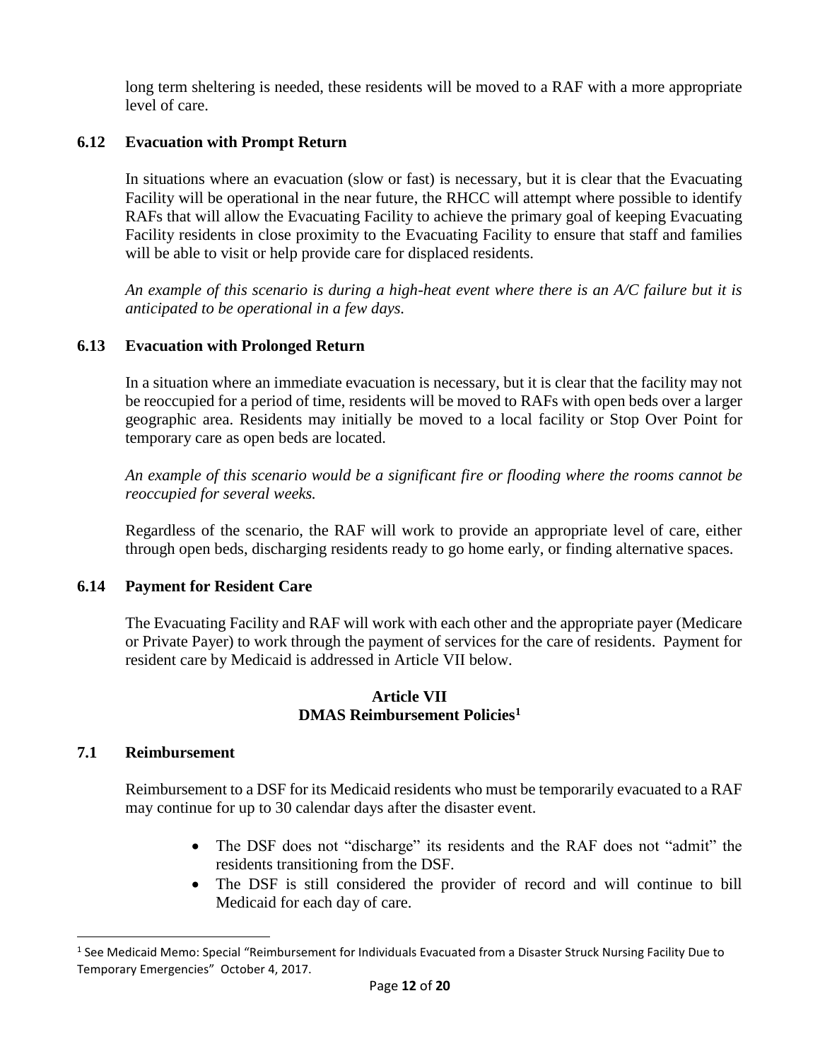long term sheltering is needed, these residents will be moved to a RAF with a more appropriate level of care.

### 6.12 Evacuation with Prompt Return

In situations where an evacuation (slow or fast) is necessary, but it is clear that the Evacuating Facility will be operational in the near future, the RHCC will attempt where possible to identify RAFs that will allow the Evacuating Facility to achieve the primary goal of keeping Evacuating Facility residents in close proximity to the Evacuating Facility to ensure that staff and families will be able to visit or help provide care for displaced residents.

*An example of this scenario is during a high-heat event where there is an A/C failure but it is anticipated to be operational in a few days.*

### 6.13 Evacuation with Prolonged Return

In a situation where an immediate evacuation is necessary, but it is clear that the facility may not be reoccupied for a period of time, residents will be moved to RAFs with open beds over a larger geographic area. Residents may initially be moved to a local facility or Stop Over Point for temporary care as open beds are located.

*An example of this scenario would be a significant fire or flooding where the rooms cannot be reoccupied for several weeks.*

Regardless of the scenario, the RAF will work to provide an appropriate level of care, either through open beds, discharging residents ready to go home early, or finding alternative spaces.

### 6.14 Payment for Resident Care

The Evacuating Facility and RAF will work with each other and the appropriate payer (Medicare or Private Payer) to work through the payment of services for the care of residents. Payment for resident care by Medicaid is addressed in Article VII below.

## Article VII
## DMAS Reimbursement Policies[1]

### 7.1 Reimbursement

Reimbursement to a DSF for its Medicaid residents who must be temporarily evacuated to a RAF may continue for up to 30 calendar days after the disaster event.

- The DSF does not "discharge" its residents and the RAF does not "admit" the residents transitioning from the DSF.
- The DSF is still considered the provider of record and will continue to bill Medicaid for each day of care.

[1] See Medicaid Memo: Special "Reimbursement for Individuals Evacuated from a Disaster Struck Nursing Facility Due to Temporary Emergencies" October 4, 2017.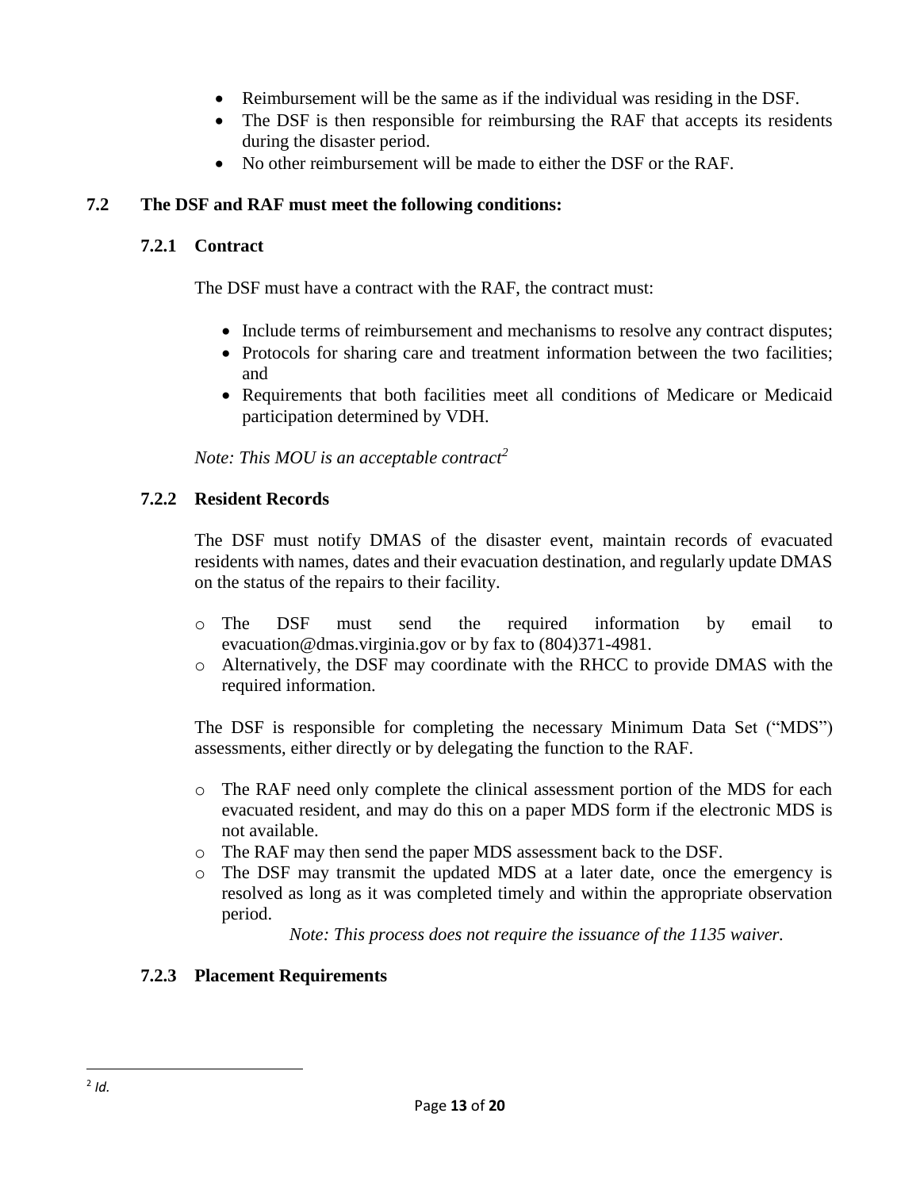- Reimbursement will be the same as if the individual was residing in the DSF.
- The DSF is then responsible for reimbursing the RAF that accepts its residents during the disaster period.
- No other reimbursement will be made to either the DSF or the RAF.

## 7.2 The DSF and RAF must meet the following conditions:

### 7.2.1 Contract

The DSF must have a contract with the RAF, the contract must:

- Include terms of reimbursement and mechanisms to resolve any contract disputes;
- Protocols for sharing care and treatment information between the two facilities; and
- Requirements that both facilities meet all conditions of Medicare or Medicaid participation determined by VDH.

*Note: This MOU is an acceptable contract*[2]

### 7.2.2 Resident Records

The DSF must notify DMAS of the disaster event, maintain records of evacuated residents with names, dates and their evacuation destination, and regularly update DMAS on the status of the repairs to their facility.

- The DSF must send the required information by email to evacuation@dmas.virginia.gov or by fax to (804)371-4981.
- Alternatively, the DSF may coordinate with the RHCC to provide DMAS with the required information.

The DSF is responsible for completing the necessary Minimum Data Set ("MDS") assessments, either directly or by delegating the function to the RAF.

- The RAF need only complete the clinical assessment portion of the MDS for each evacuated resident, and may do this on a paper MDS form if the electronic MDS is not available.
- The RAF may then send the paper MDS assessment back to the DSF.
- The DSF may transmit the updated MDS at a later date, once the emergency is resolved as long as it was completed timely and within the appropriate observation period.

*Note: This process does not require the issuance of the 1135 waiver.*

### 7.2.3 Placement Requirements

---

[2] *Id.*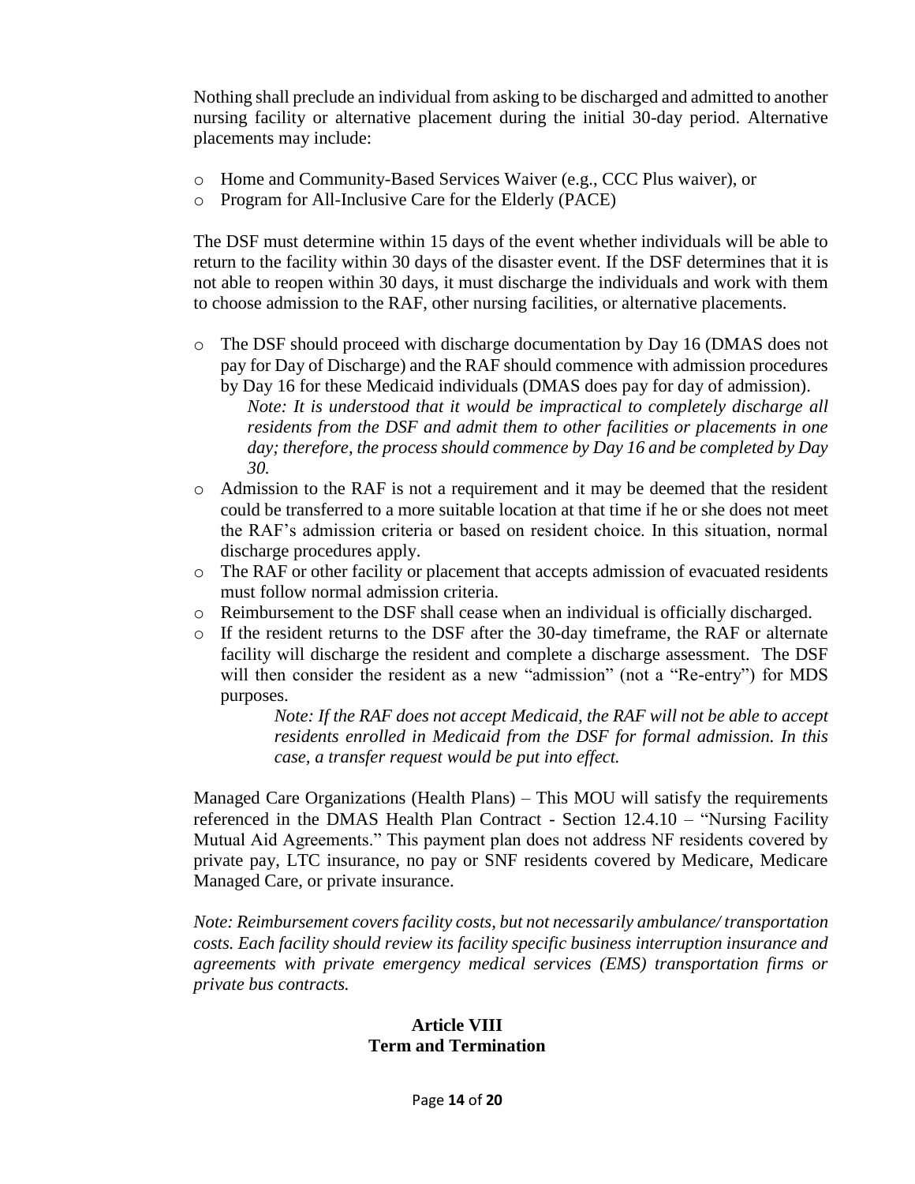Nothing shall preclude an individual from asking to be discharged and admitted to another nursing facility or alternative placement during the initial 30-day period. Alternative placements may include:

- Home and Community-Based Services Waiver (e.g., CCC Plus waiver), or
- Program for All-Inclusive Care for the Elderly (PACE)

The DSF must determine within 15 days of the event whether individuals will be able to return to the facility within 30 days of the disaster event. If the DSF determines that it is not able to reopen within 30 days, it must discharge the individuals and work with them to choose admission to the RAF, other nursing facilities, or alternative placements.

- The DSF should proceed with discharge documentation by Day 16 (DMAS does not pay for Day of Discharge) and the RAF should commence with admission procedures by Day 16 for these Medicaid individuals (DMAS does pay for day of admission).
  *Note: It is understood that it would be impractical to completely discharge all residents from the DSF and admit them to other facilities or placements in one day; therefore, the process should commence by Day 16 and be completed by Day 30.*
- Admission to the RAF is not a requirement and it may be deemed that the resident could be transferred to a more suitable location at that time if he or she does not meet the RAF's admission criteria or based on resident choice. In this situation, normal discharge procedures apply.
- The RAF or other facility or placement that accepts admission of evacuated residents must follow normal admission criteria.
- Reimbursement to the DSF shall cease when an individual is officially discharged.
- If the resident returns to the DSF after the 30-day timeframe, the RAF or alternate facility will discharge the resident and complete a discharge assessment. The DSF will then consider the resident as a new "admission" (not a "Re-entry") for MDS purposes.

  *Note: If the RAF does not accept Medicaid, the RAF will not be able to accept residents enrolled in Medicaid from the DSF for formal admission. In this case, a transfer request would be put into effect.*

Managed Care Organizations (Health Plans) – This MOU will satisfy the requirements referenced in the DMAS Health Plan Contract - Section 12.4.10 – "Nursing Facility Mutual Aid Agreements." This payment plan does not address NF residents covered by private pay, LTC insurance, no pay or SNF residents covered by Medicare, Medicare Managed Care, or private insurance.

*Note: Reimbursement covers facility costs, but not necessarily ambulance/ transportation costs. Each facility should review its facility specific business interruption insurance and agreements with private emergency medical services (EMS) transportation firms or private bus contracts.*

## Article VIII
## Term and Termination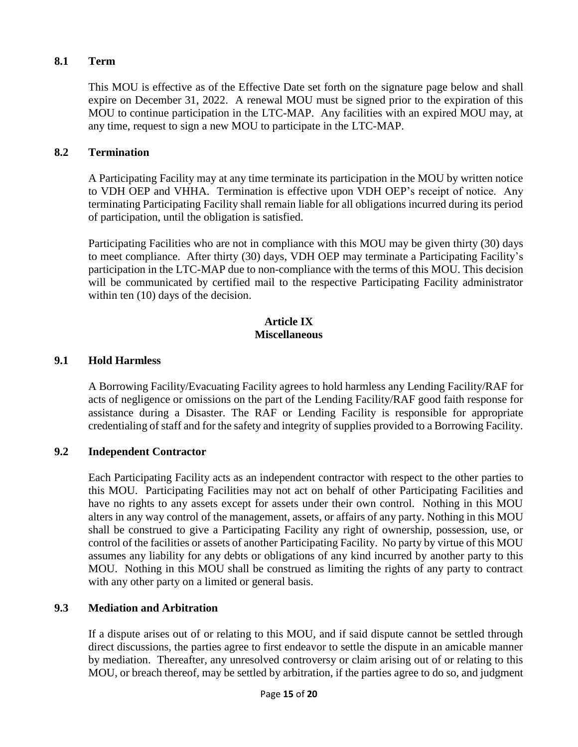### 8.1 Term

This MOU is effective as of the Effective Date set forth on the signature page below and shall expire on December 31, 2022. A renewal MOU must be signed prior to the expiration of this MOU to continue participation in the LTC-MAP. Any facilities with an expired MOU may, at any time, request to sign a new MOU to participate in the LTC-MAP.

### 8.2 Termination

A Participating Facility may at any time terminate its participation in the MOU by written notice to VDH OEP and VHHA. Termination is effective upon VDH OEP's receipt of notice. Any terminating Participating Facility shall remain liable for all obligations incurred during its period of participation, until the obligation is satisfied.

Participating Facilities who are not in compliance with this MOU may be given thirty (30) days to meet compliance. After thirty (30) days, VDH OEP may terminate a Participating Facility's participation in the LTC-MAP due to non-compliance with the terms of this MOU. This decision will be communicated by certified mail to the respective Participating Facility administrator within ten (10) days of the decision.

## Article IX
## Miscellaneous

### 9.1 Hold Harmless

A Borrowing Facility/Evacuating Facility agrees to hold harmless any Lending Facility/RAF for acts of negligence or omissions on the part of the Lending Facility/RAF good faith response for assistance during a Disaster. The RAF or Lending Facility is responsible for appropriate credentialing of staff and for the safety and integrity of supplies provided to a Borrowing Facility.

### 9.2 Independent Contractor

Each Participating Facility acts as an independent contractor with respect to the other parties to this MOU. Participating Facilities may not act on behalf of other Participating Facilities and have no rights to any assets except for assets under their own control. Nothing in this MOU alters in any way control of the management, assets, or affairs of any party. Nothing in this MOU shall be construed to give a Participating Facility any right of ownership, possession, use, or control of the facilities or assets of another Participating Facility. No party by virtue of this MOU assumes any liability for any debts or obligations of any kind incurred by another party to this MOU. Nothing in this MOU shall be construed as limiting the rights of any party to contract with any other party on a limited or general basis.

### 9.3 Mediation and Arbitration

If a dispute arises out of or relating to this MOU, and if said dispute cannot be settled through direct discussions, the parties agree to first endeavor to settle the dispute in an amicable manner by mediation. Thereafter, any unresolved controversy or claim arising out of or relating to this MOU, or breach thereof, may be settled by arbitration, if the parties agree to do so, and judgment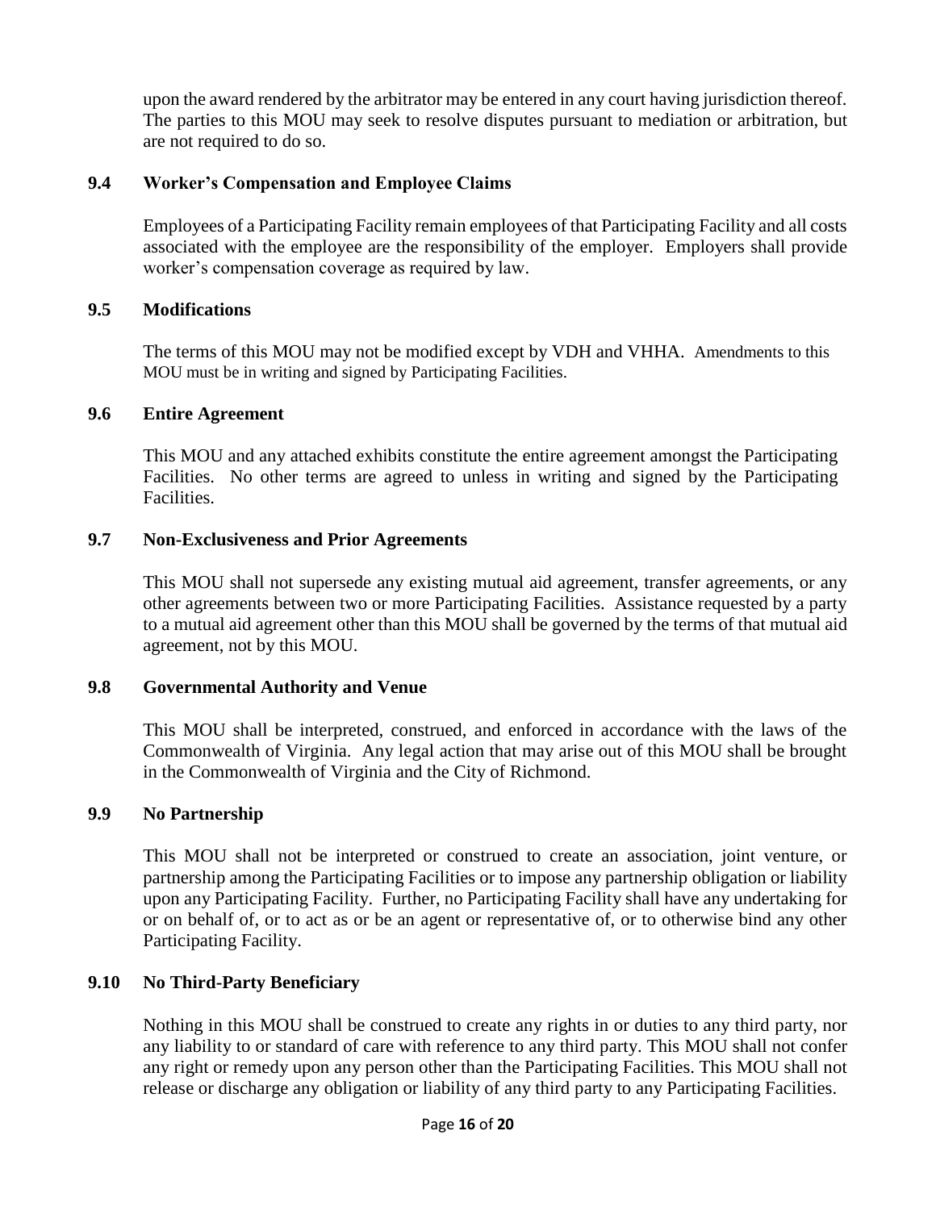upon the award rendered by the arbitrator may be entered in any court having jurisdiction thereof. The parties to this MOU may seek to resolve disputes pursuant to mediation or arbitration, but are not required to do so.

### 9.4 Worker's Compensation and Employee Claims

Employees of a Participating Facility remain employees of that Participating Facility and all costs associated with the employee are the responsibility of the employer. Employers shall provide worker's compensation coverage as required by law.

### 9.5 Modifications

The terms of this MOU may not be modified except by VDH and VHHA. Amendments to this MOU must be in writing and signed by Participating Facilities.

### 9.6 Entire Agreement

This MOU and any attached exhibits constitute the entire agreement amongst the Participating Facilities. No other terms are agreed to unless in writing and signed by the Participating Facilities.

### 9.7 Non-Exclusiveness and Prior Agreements

This MOU shall not supersede any existing mutual aid agreement, transfer agreements, or any other agreements between two or more Participating Facilities. Assistance requested by a party to a mutual aid agreement other than this MOU shall be governed by the terms of that mutual aid agreement, not by this MOU.

### 9.8 Governmental Authority and Venue

This MOU shall be interpreted, construed, and enforced in accordance with the laws of the Commonwealth of Virginia. Any legal action that may arise out of this MOU shall be brought in the Commonwealth of Virginia and the City of Richmond.

### 9.9 No Partnership

This MOU shall not be interpreted or construed to create an association, joint venture, or partnership among the Participating Facilities or to impose any partnership obligation or liability upon any Participating Facility. Further, no Participating Facility shall have any undertaking for or on behalf of, or to act as or be an agent or representative of, or to otherwise bind any other Participating Facility.

### 9.10 No Third-Party Beneficiary

Nothing in this MOU shall be construed to create any rights in or duties to any third party, nor any liability to or standard of care with reference to any third party. This MOU shall not confer any right or remedy upon any person other than the Participating Facilities. This MOU shall not release or discharge any obligation or liability of any third party to any Participating Facilities.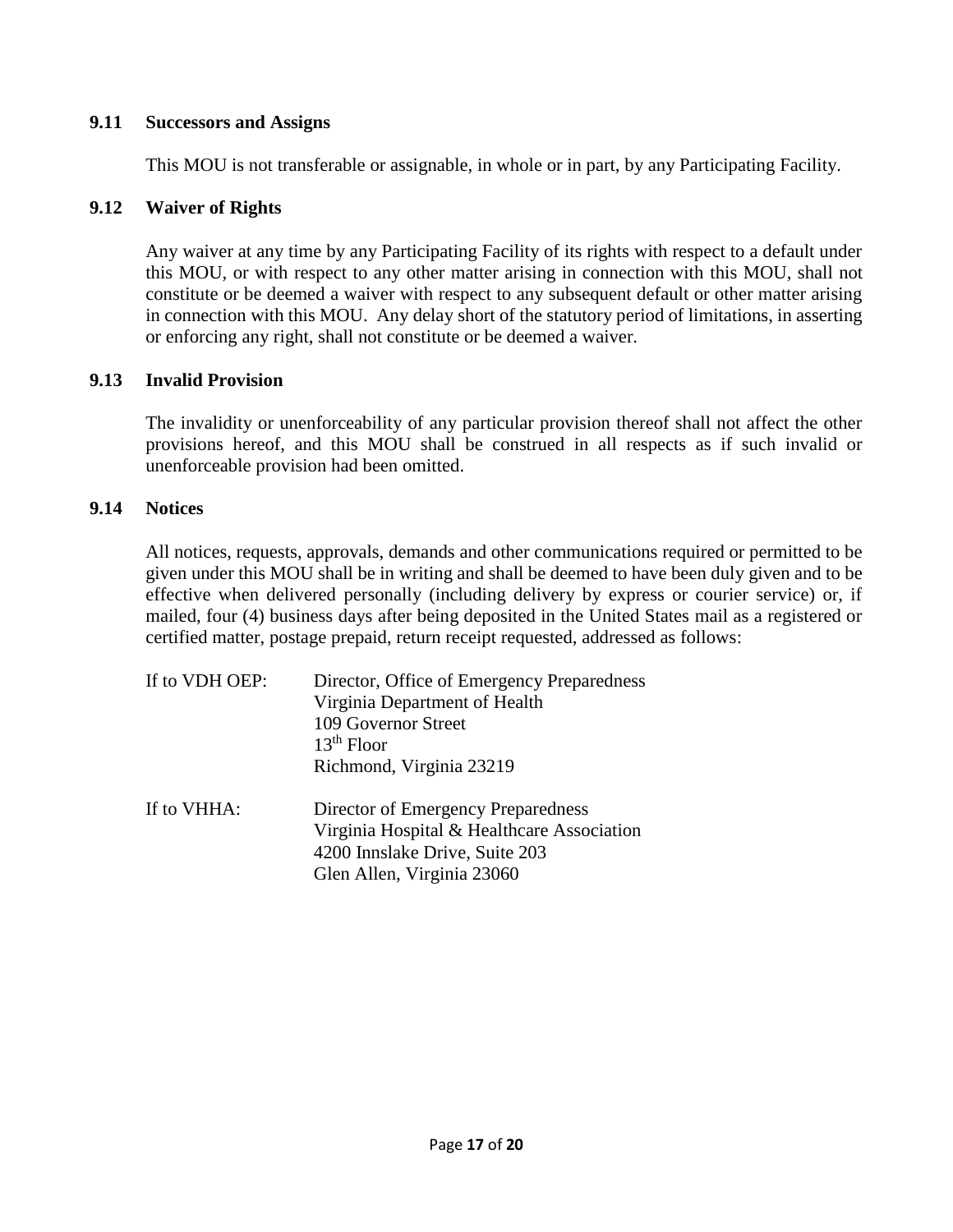### 9.11 Successors and Assigns

This MOU is not transferable or assignable, in whole or in part, by any Participating Facility.

### 9.12 Waiver of Rights

Any waiver at any time by any Participating Facility of its rights with respect to a default under this MOU, or with respect to any other matter arising in connection with this MOU, shall not constitute or be deemed a waiver with respect to any subsequent default or other matter arising in connection with this MOU. Any delay short of the statutory period of limitations, in asserting or enforcing any right, shall not constitute or be deemed a waiver.

### 9.13 Invalid Provision

The invalidity or unenforceability of any particular provision thereof shall not affect the other provisions hereof, and this MOU shall be construed in all respects as if such invalid or unenforceable provision had been omitted.

### 9.14 Notices

All notices, requests, approvals, demands and other communications required or permitted to be given under this MOU shall be in writing and shall be deemed to have been duly given and to be effective when delivered personally (including delivery by express or courier service) or, if mailed, four (4) business days after being deposited in the United States mail as a registered or certified matter, postage prepaid, return receipt requested, addressed as follows:

If to VDH OEP:
Director, Office of Emergency Preparedness
Virginia Department of Health
109 Governor Street
13th Floor
Richmond, Virginia 23219

If to VHHA:
Director of Emergency Preparedness
Virginia Hospital & Healthcare Association
4200 Innslake Drive, Suite 203
Glen Allen, Virginia 23060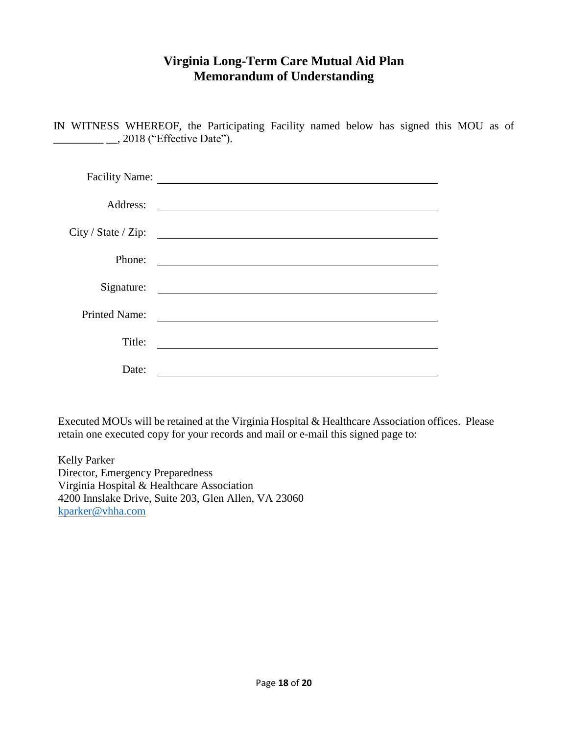## Virginia Long-Term Care Mutual Aid Plan
## Memorandum of Understanding

IN WITNESS WHEREOF, the Participating Facility named below has signed this MOU as of _________ __, 2018 ("Effective Date").

Facility Name: ______________________________________________

Address: ______________________________________________

City / State / Zip: ______________________________________________

Phone: ______________________________________________

Signature: ______________________________________________

Printed Name: ______________________________________________

Title: ______________________________________________

Date: ______________________________________________

Executed MOUs will be retained at the Virginia Hospital & Healthcare Association offices. Please retain one executed copy for your records and mail or e-mail this signed page to:

Kelly Parker
Director, Emergency Preparedness
Virginia Hospital & Healthcare Association
4200 Innslake Drive, Suite 203, Glen Allen, VA 23060
kparker@vhha.com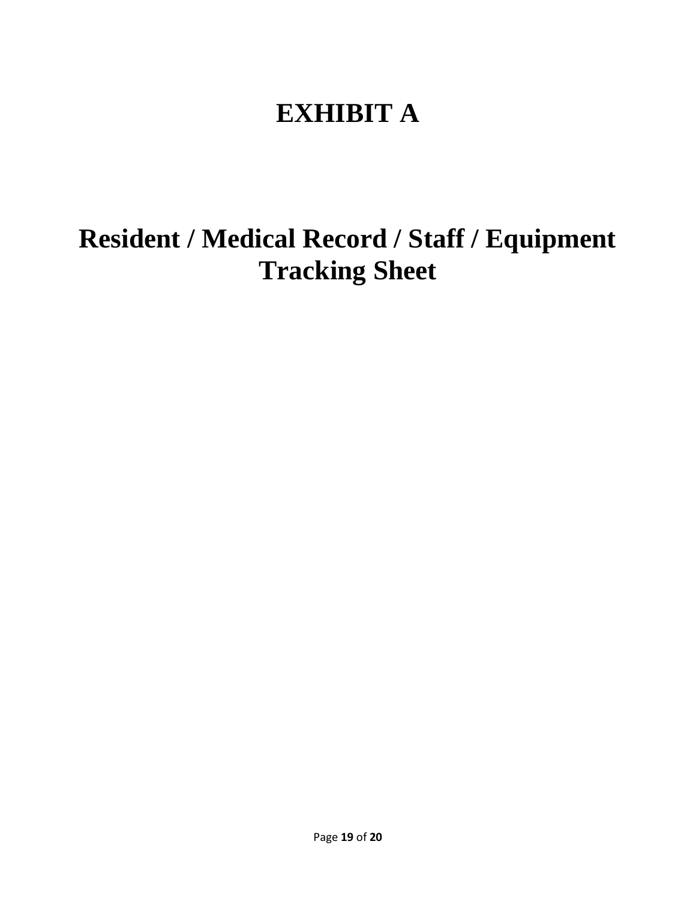# EXHIBIT A

# Resident / Medical Record / Staff / Equipment Tracking Sheet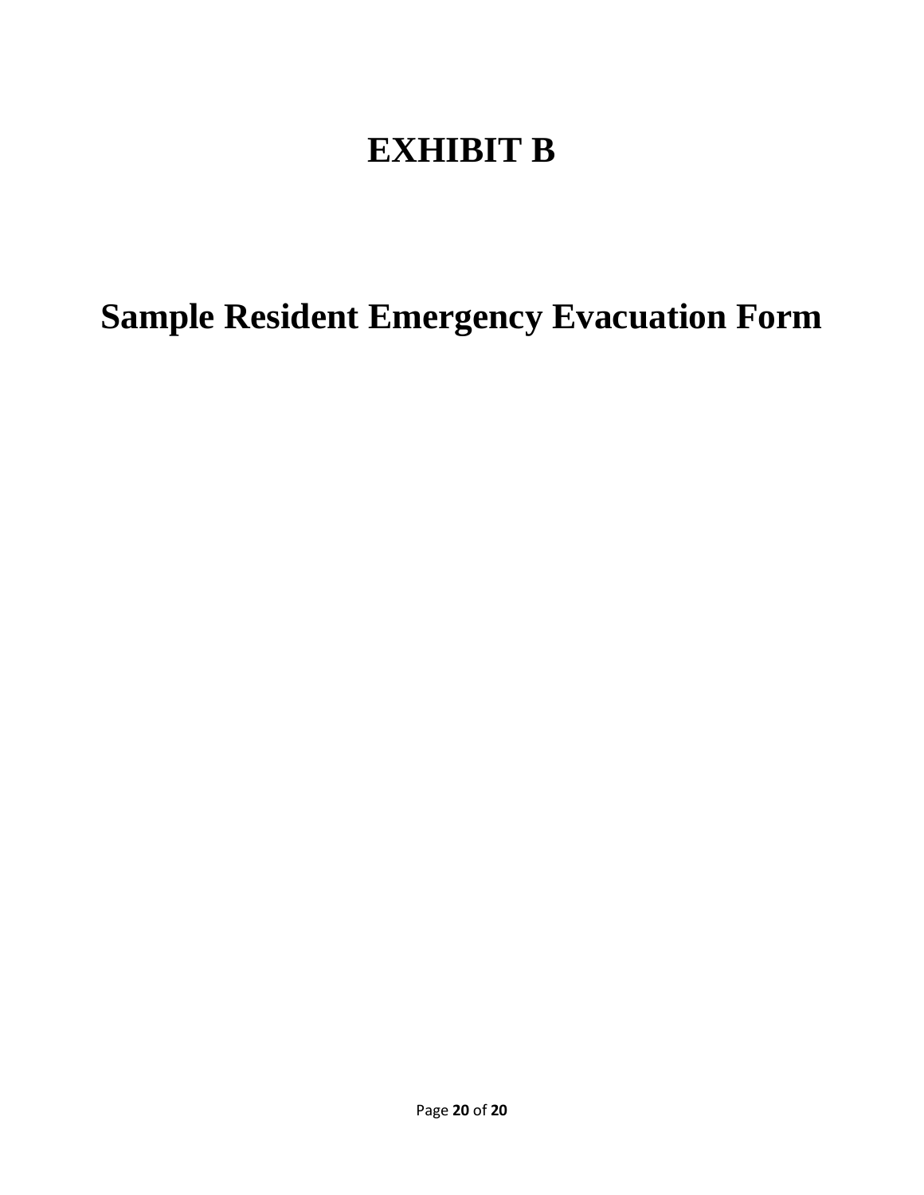# EXHIBIT B

# Sample Resident Emergency Evacuation Form